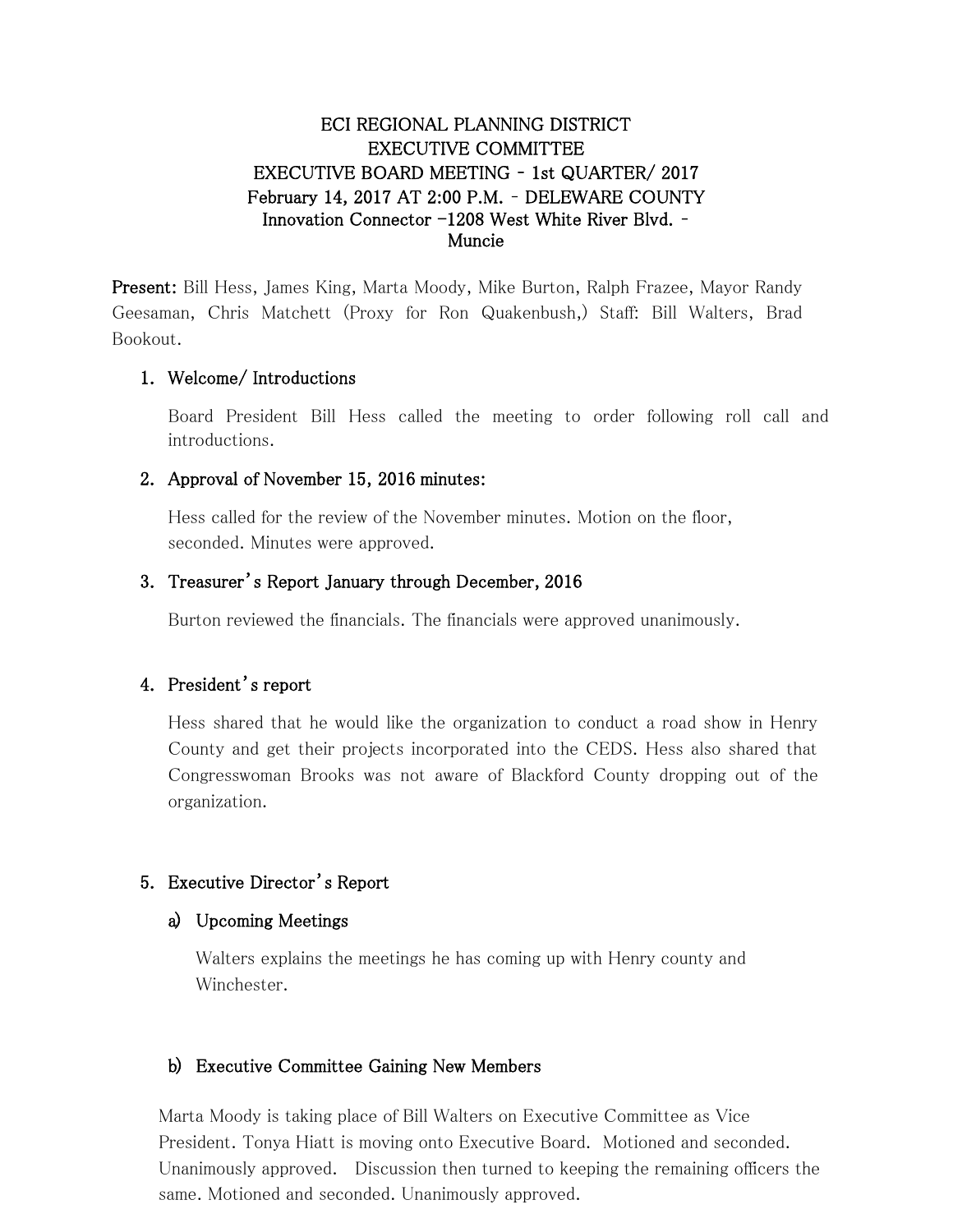# ECI REGIONAL PLANNING DISTRICT
# EXECUTIVE COMMITTEE
# EXECUTIVE BOARD MEETING - 1st QUARTER/ 2017
## February 14, 2017 AT 2:00 P.M. - DELEWARE COUNTY
## Innovation Connector –1208 West White River Blvd. - Muncie

**Present:** Bill Hess, James King, Marta Moody, Mike Burton, Ralph Frazee, Mayor Randy Geesaman, Chris Matchett (Proxy for Ron Quakenbush,) Staff: Bill Walters, Brad Bookout.

1. **Welcome/ Introductions**

   Board President Bill Hess called the meeting to order following roll call and introductions.

2. **Approval of November 15, 2016 minutes:**

   Hess called for the review of the November minutes. Motion on the floor, seconded. Minutes were approved.

3. **Treasurer's Report January through December, 2016**

   Burton reviewed the financials. The financials were approved unanimously.

4. **President's report**

   Hess shared that he would like the organization to conduct a road show in Henry County and get their projects incorporated into the CEDS. Hess also shared that Congresswoman Brooks was not aware of Blackford County dropping out of the organization.

5. **Executive Director's Report**

   a) **Upcoming Meetings**

   Walters explains the meetings he has coming up with Henry county and Winchester.

   b) **Executive Committee Gaining New Members**

   Marta Moody is taking place of Bill Walters on Executive Committee as Vice President. Tonya Hiatt is moving onto Executive Board. Motioned and seconded. Unanimously approved. Discussion then turned to keeping the remaining officers the same. Motioned and seconded. Unanimously approved.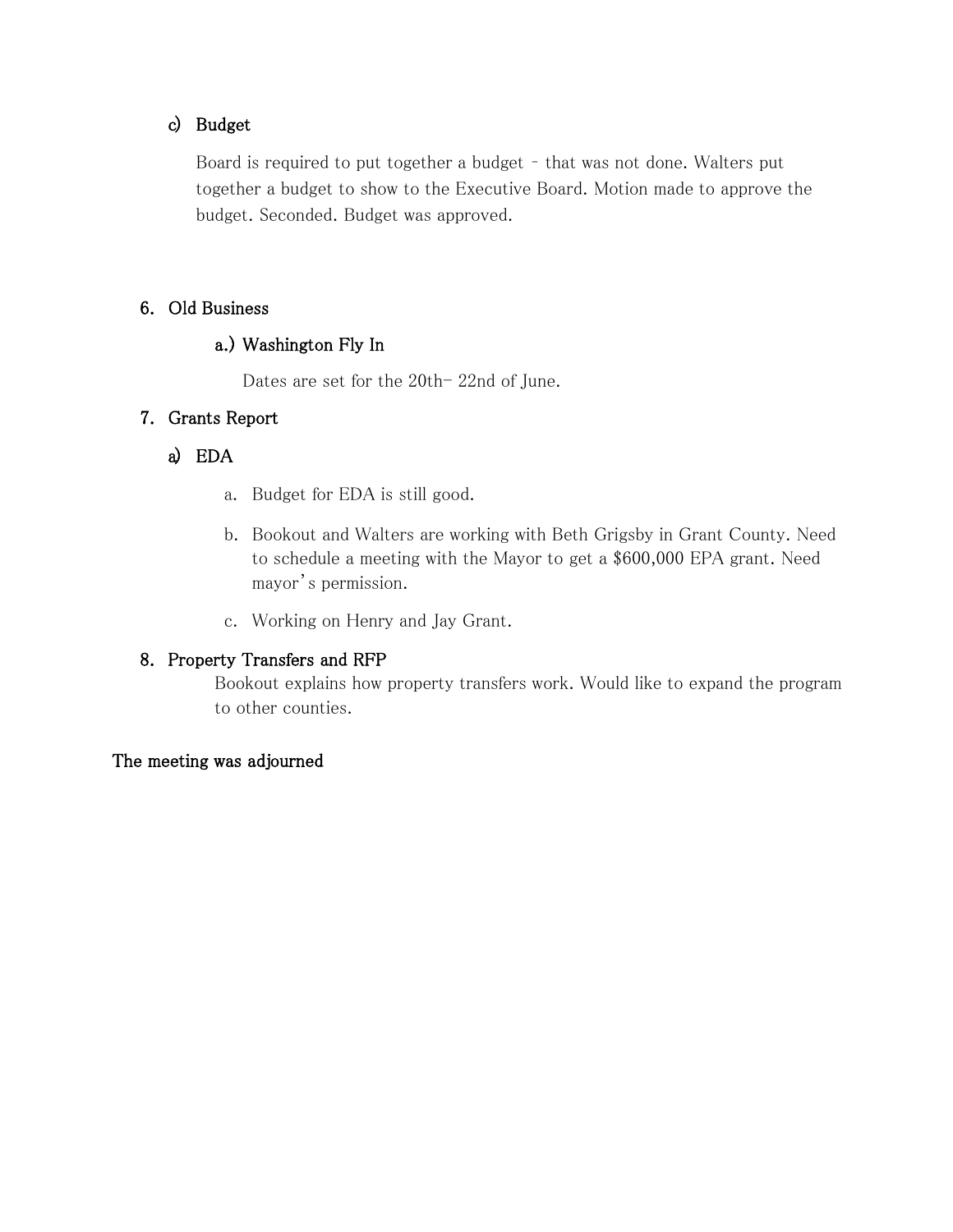c) **Budget**

Board is required to put together a budget – that was not done. Walters put together a budget to show to the Executive Board. Motion made to approve the budget. Seconded. Budget was approved.

6. **Old Business**

   a.) **Washington Fly In**

   Dates are set for the 20th- 22nd of June.

7. **Grants Report**

   a) **EDA**

      a. Budget for EDA is still good.

      b. Bookout and Walters are working with Beth Grigsby in Grant County. Need to schedule a meeting with the Mayor to get a $600,000 EPA grant. Need mayor's permission.

      c. Working on Henry and Jay Grant.

8. **Property Transfers and RFP**

   Bookout explains how property transfers work. Would like to expand the program to other counties.

**The meeting was adjourned**